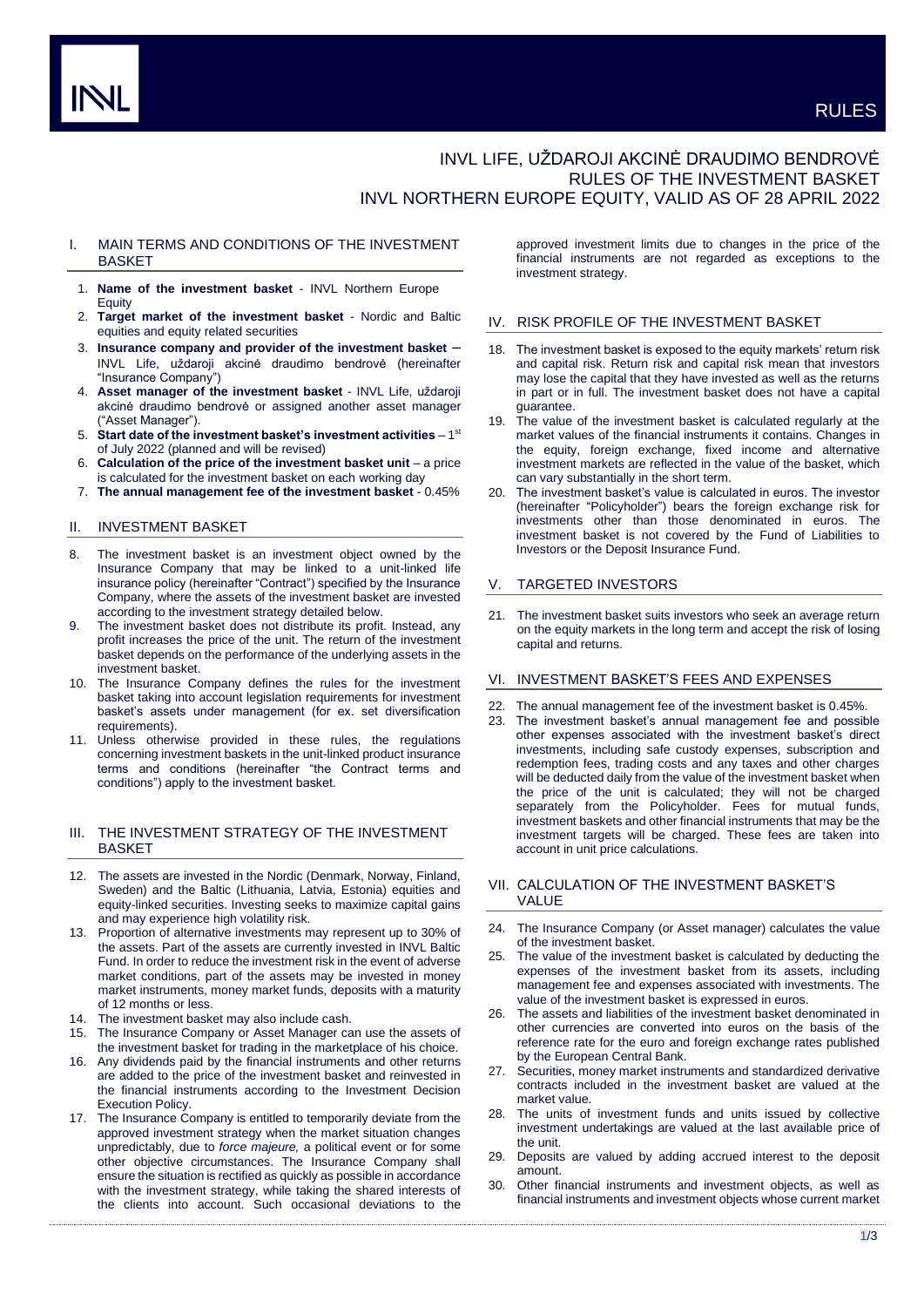RULES

# INVL LIFE, UŽDAROJI AKCINĖ DRAUDIMO BENDROVĖ RULES OF THE INVESTMENT BASKET INVL NORTHERN EUROPE EQUITY, VALID AS OF 28 APRIL 2022

## I. MAIN TERMS AND CONDITIONS OF THE INVESTMENT BASKET

1. **Name of the investment basket** - INVL Northern Europe Equity
2. **Target market of the investment basket** - Nordic and Baltic equities and equity related securities
3. **Insurance company and provider of the investment basket** – INVL Life, uždaroji akcinė draudimo bendrovė (hereinafter "Insurance Company")
4. **Asset manager of the investment basket** - INVL Life, uždaroji akcinė draudimo bendrovė or assigned another asset manager ("Asset Manager").
5. **Start date of the investment basket's investment activities** – 1st of July 2022 (planned and will be revised)
6. **Calculation of the price of the investment basket unit** – a price is calculated for the investment basket on each working day
7. **The annual management fee of the investment basket** - 0.45%

## II. INVESTMENT BASKET

8. The investment basket is an investment object owned by the Insurance Company that may be linked to a unit-linked life insurance policy (hereinafter "Contract") specified by the Insurance Company, where the assets of the investment basket are invested according to the investment strategy detailed below.
9. The investment basket does not distribute its profit. Instead, any profit increases the price of the unit. The return of the investment basket depends on the performance of the underlying assets in the investment basket.
10. The Insurance Company defines the rules for the investment basket taking into account legislation requirements for investment basket's assets under management (for ex. set diversification requirements).
11. Unless otherwise provided in these rules, the regulations concerning investment baskets in the unit-linked product insurance terms and conditions (hereinafter "the Contract terms and conditions") apply to the investment basket.

## III. THE INVESTMENT STRATEGY OF THE INVESTMENT BASKET

12. The assets are invested in the Nordic (Denmark, Norway, Finland, Sweden) and the Baltic (Lithuania, Latvia, Estonia) equities and equity-linked securities. Investing seeks to maximize capital gains and may experience high volatility risk.
13. Proportion of alternative investments may represent up to 30% of the assets. Part of the assets are currently invested in INVL Baltic Fund. In order to reduce the investment risk in the event of adverse market conditions, part of the assets may be invested in money market instruments, money market funds, deposits with a maturity of 12 months or less.
14. The investment basket may also include cash.
15. The Insurance Company or Asset Manager can use the assets of the investment basket for trading in the marketplace of his choice.
16. Any dividends paid by the financial instruments and other returns are added to the price of the investment basket and reinvested in the financial instruments according to the Investment Decision Execution Policy.
17. The Insurance Company is entitled to temporarily deviate from the approved investment strategy when the market situation changes unpredictably, due to *force majeure,* a political event or for some other objective circumstances. The Insurance Company shall ensure the situation is rectified as quickly as possible in accordance with the investment strategy, while taking the shared interests of the clients into account. Such occasional deviations to the approved investment limits due to changes in the price of the financial instruments are not regarded as exceptions to the investment strategy.

## IV. RISK PROFILE OF THE INVESTMENT BASKET

18. The investment basket is exposed to the equity markets' return risk and capital risk. Return risk and capital risk mean that investors may lose the capital that they have invested as well as the returns in part or in full. The investment basket does not have a capital guarantee.
19. The value of the investment basket is calculated regularly at the market values of the financial instruments it contains. Changes in the equity, foreign exchange, fixed income and alternative investment markets are reflected in the value of the basket, which can vary substantially in the short term.
20. The investment basket's value is calculated in euros. The investor (hereinafter "Policyholder") bears the foreign exchange risk for investments other than those denominated in euros. The investment basket is not covered by the Fund of Liabilities to Investors or the Deposit Insurance Fund.

## V. TARGETED INVESTORS

21. The investment basket suits investors who seek an average return on the equity markets in the long term and accept the risk of losing capital and returns.

## VI. INVESTMENT BASKET'S FEES AND EXPENSES

22. The annual management fee of the investment basket is 0.45%.
23. The investment basket's annual management fee and possible other expenses associated with the investment basket's direct investments, including safe custody expenses, subscription and redemption fees, trading costs and any taxes and other charges will be deducted daily from the value of the investment basket when the price of the unit is calculated; they will not be charged separately from the Policyholder. Fees for mutual funds, investment baskets and other financial instruments that may be the investment targets will be charged. These fees are taken into account in unit price calculations.

## VII. CALCULATION OF THE INVESTMENT BASKET'S VALUE

24. The Insurance Company (or Asset manager) calculates the value of the investment basket.
25. The value of the investment basket is calculated by deducting the expenses of the investment basket from its assets, including management fee and expenses associated with investments. The value of the investment basket is expressed in euros.
26. The assets and liabilities of the investment basket denominated in other currencies are converted into euros on the basis of the reference rate for the euro and foreign exchange rates published by the European Central Bank.
27. Securities, money market instruments and standardized derivative contracts included in the investment basket are valued at the market value.
28. The units of investment funds and units issued by collective investment undertakings are valued at the last available price of the unit.
29. Deposits are valued by adding accrued interest to the deposit amount.
30. Other financial instruments and investment objects, as well as financial instruments and investment objects whose current market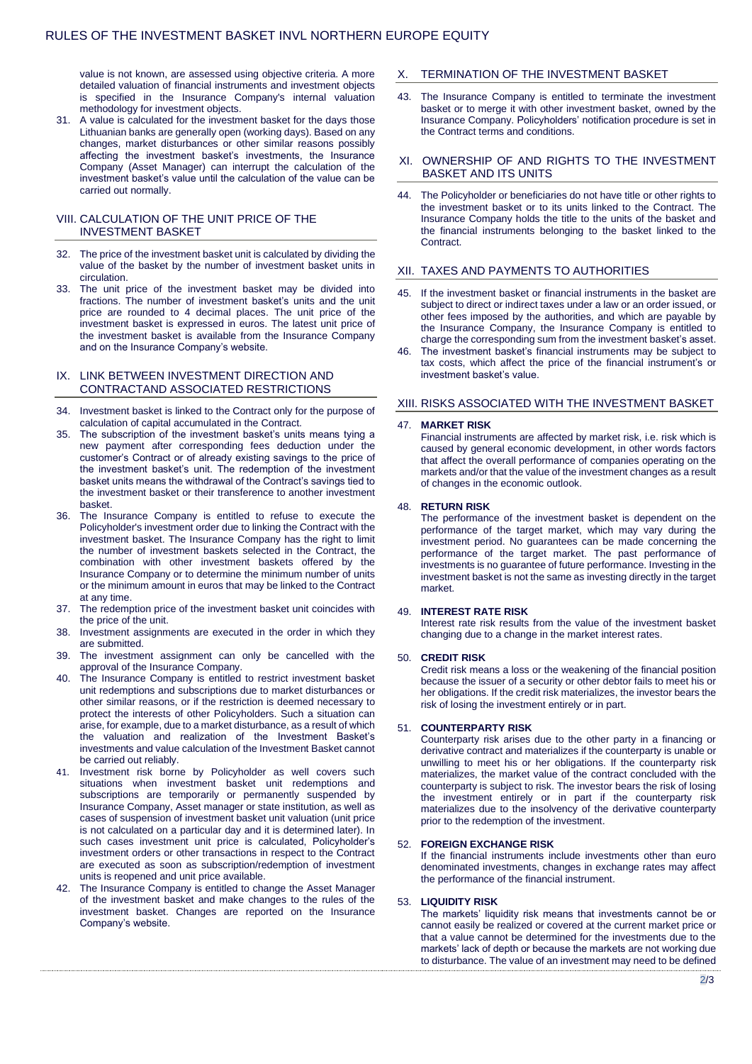value is not known, are assessed using objective criteria. A more detailed valuation of financial instruments and investment objects is specified in the Insurance Company's internal valuation methodology for investment objects.

31. A value is calculated for the investment basket for the days those Lithuanian banks are generally open (working days). Based on any changes, market disturbances or other similar reasons possibly affecting the investment basket's investments, the Insurance Company (Asset Manager) can interrupt the calculation of the investment basket's value until the calculation of the value can be carried out normally.

## VIII. CALCULATION OF THE UNIT PRICE OF THE INVESTMENT BASKET

32. The price of the investment basket unit is calculated by dividing the value of the basket by the number of investment basket units in circulation.
33. The unit price of the investment basket may be divided into fractions. The number of investment basket's units and the unit price are rounded to 4 decimal places. The unit price of the investment basket is expressed in euros. The latest unit price of the investment basket is available from the Insurance Company and on the Insurance Company's website.

## IX. LINK BETWEEN INVESTMENT DIRECTION AND CONTRACTAND ASSOCIATED RESTRICTIONS

34. Investment basket is linked to the Contract only for the purpose of calculation of capital accumulated in the Contract.
35. The subscription of the investment basket's units means tying a new payment after corresponding fees deduction under the customer's Contract or of already existing savings to the price of the investment basket's unit. The redemption of the investment basket units means the withdrawal of the Contract's savings tied to the investment basket or their transference to another investment basket.
36. The Insurance Company is entitled to refuse to execute the Policyholder's investment order due to linking the Contract with the investment basket. The Insurance Company has the right to limit the number of investment baskets selected in the Contract, the combination with other investment baskets offered by the Insurance Company or to determine the minimum number of units or the minimum amount in euros that may be linked to the Contract at any time.
37. The redemption price of the investment basket unit coincides with the price of the unit.
38. Investment assignments are executed in the order in which they are submitted.
39. The investment assignment can only be cancelled with the approval of the Insurance Company.
40. The Insurance Company is entitled to restrict investment basket unit redemptions and subscriptions due to market disturbances or other similar reasons, or if the restriction is deemed necessary to protect the interests of other Policyholders. Such a situation can arise, for example, due to a market disturbance, as a result of which the valuation and realization of the Investment Basket's investments and value calculation of the Investment Basket cannot be carried out reliably.
41. Investment risk borne by Policyholder as well covers such situations when investment basket unit redemptions and subscriptions are temporarily or permanently suspended by Insurance Company, Asset manager or state institution, as well as cases of suspension of investment basket unit valuation (unit price is not calculated on a particular day and it is determined later). In such cases investment unit price is calculated, Policyholder's investment orders or other transactions in respect to the Contract are executed as soon as subscription/redemption of investment units is reopened and unit price available.
42. The Insurance Company is entitled to change the Asset Manager of the investment basket and make changes to the rules of the investment basket. Changes are reported on the Insurance Company's website.

## X. TERMINATION OF THE INVESTMENT BASKET

43. The Insurance Company is entitled to terminate the investment basket or to merge it with other investment basket, owned by the Insurance Company. Policyholders' notification procedure is set in the Contract terms and conditions.

## XI. OWNERSHIP OF AND RIGHTS TO THE INVESTMENT BASKET AND ITS UNITS

44. The Policyholder or beneficiaries do not have title or other rights to the investment basket or to its units linked to the Contract. The Insurance Company holds the title to the units of the basket and the financial instruments belonging to the basket linked to the Contract.

## XII. TAXES AND PAYMENTS TO AUTHORITIES

45. If the investment basket or financial instruments in the basket are subject to direct or indirect taxes under a law or an order issued, or other fees imposed by the authorities, and which are payable by the Insurance Company, the Insurance Company is entitled to charge the corresponding sum from the investment basket's asset.
46. The investment basket's financial instruments may be subject to tax costs, which affect the price of the financial instrument's or investment basket's value.

## XIII. RISKS ASSOCIATED WITH THE INVESTMENT BASKET

47. **MARKET RISK**

Financial instruments are affected by market risk, i.e. risk which is caused by general economic development, in other words factors that affect the overall performance of companies operating on the markets and/or that the value of the investment changes as a result of changes in the economic outlook.

48. **RETURN RISK**

The performance of the investment basket is dependent on the performance of the target market, which may vary during the investment period. No guarantees can be made concerning the performance of the target market. The past performance of investments is no guarantee of future performance. Investing in the investment basket is not the same as investing directly in the target market.

49. **INTEREST RATE RISK**

Interest rate risk results from the value of the investment basket changing due to a change in the market interest rates.

50. **CREDIT RISK**

Credit risk means a loss or the weakening of the financial position because the issuer of a security or other debtor fails to meet his or her obligations. If the credit risk materializes, the investor bears the risk of losing the investment entirely or in part.

51. **COUNTERPARTY RISK**

Counterparty risk arises due to the other party in a financing or derivative contract and materializes if the counterparty is unable or unwilling to meet his or her obligations. If the counterparty risk materializes, the market value of the contract concluded with the counterparty is subject to risk. The investor bears the risk of losing the investment entirely or in part if the counterparty risk materializes due to the insolvency of the derivative counterparty prior to the redemption of the investment.

52. **FOREIGN EXCHANGE RISK**

If the financial instruments include investments other than euro denominated investments, changes in exchange rates may affect the performance of the financial instrument.

53. **LIQUIDITY RISK**

The markets' liquidity risk means that investments cannot be or cannot easily be realized or covered at the current market price or that a value cannot be determined for the investments due to the markets' lack of depth or because the markets are not working due to disturbance. The value of an investment may need to be defined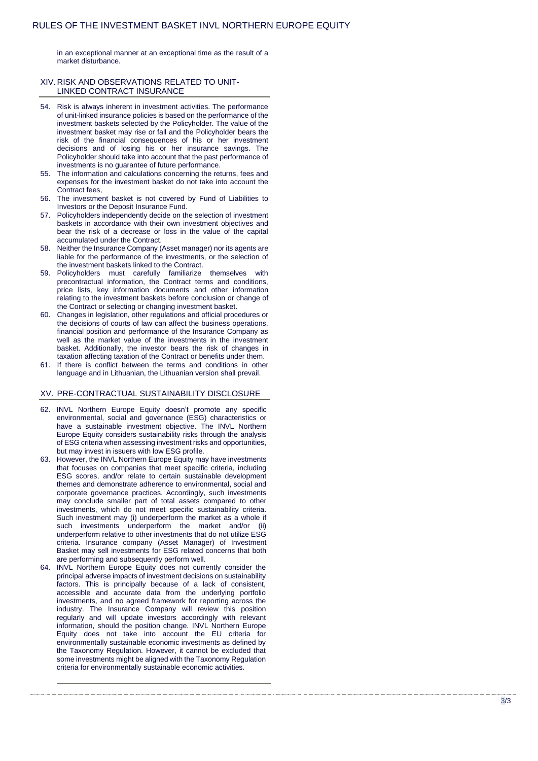in an exceptional manner at an exceptional time as the result of a market disturbance.

## XIV. RISK AND OBSERVATIONS RELATED TO UNIT-LINKED CONTRACT INSURANCE

54. Risk is always inherent in investment activities. The performance of unit-linked insurance policies is based on the performance of the investment baskets selected by the Policyholder. The value of the investment basket may rise or fall and the Policyholder bears the risk of the financial consequences of his or her investment decisions and of losing his or her insurance savings. The Policyholder should take into account that the past performance of investments is no guarantee of future performance.
55. The information and calculations concerning the returns, fees and expenses for the investment basket do not take into account the Contract fees,
56. The investment basket is not covered by Fund of Liabilities to Investors or the Deposit Insurance Fund.
57. Policyholders independently decide on the selection of investment baskets in accordance with their own investment objectives and bear the risk of a decrease or loss in the value of the capital accumulated under the Contract.
58. Neither the Insurance Company (Asset manager) nor its agents are liable for the performance of the investments, or the selection of the investment baskets linked to the Contract.
59. Policyholders must carefully familiarize themselves with precontractual information, the Contract terms and conditions, price lists, key information documents and other information relating to the investment baskets before conclusion or change of the Contract or selecting or changing investment basket.
60. Changes in legislation, other regulations and official procedures or the decisions of courts of law can affect the business operations, financial position and performance of the Insurance Company as well as the market value of the investments in the investment basket. Additionally, the investor bears the risk of changes in taxation affecting taxation of the Contract or benefits under them.
61. If there is conflict between the terms and conditions in other language and in Lithuanian, the Lithuanian version shall prevail.

## XV. PRE-CONTRACTUAL SUSTAINABILITY DISCLOSURE

62. INVL Northern Europe Equity doesn't promote any specific environmental, social and governance (ESG) characteristics or have a sustainable investment objective. The INVL Northern Europe Equity considers sustainability risks through the analysis of ESG criteria when assessing investment risks and opportunities, but may invest in issuers with low ESG profile.
63. However, the INVL Northern Europe Equity may have investments that focuses on companies that meet specific criteria, including ESG scores, and/or relate to certain sustainable development themes and demonstrate adherence to environmental, social and corporate governance practices. Accordingly, such investments may conclude smaller part of total assets compared to other investments, which do not meet specific sustainability criteria. Such investment may (i) underperform the market as a whole if such investments underperform the market and/or (ii) underperform relative to other investments that do not utilize ESG criteria. Insurance company (Asset Manager) of Investment Basket may sell investments for ESG related concerns that both are performing and subsequently perform well.
64. INVL Northern Europe Equity does not currently consider the principal adverse impacts of investment decisions on sustainability factors. This is principally because of a lack of consistent, accessible and accurate data from the underlying portfolio investments, and no agreed framework for reporting across the industry. The Insurance Company will review this position regularly and will update investors accordingly with relevant information, should the position change. INVL Northern Europe Equity does not take into account the EU criteria for environmentally sustainable economic investments as defined by the Taxonomy Regulation. However, it cannot be excluded that some investments might be aligned with the Taxonomy Regulation criteria for environmentally sustainable economic activities.